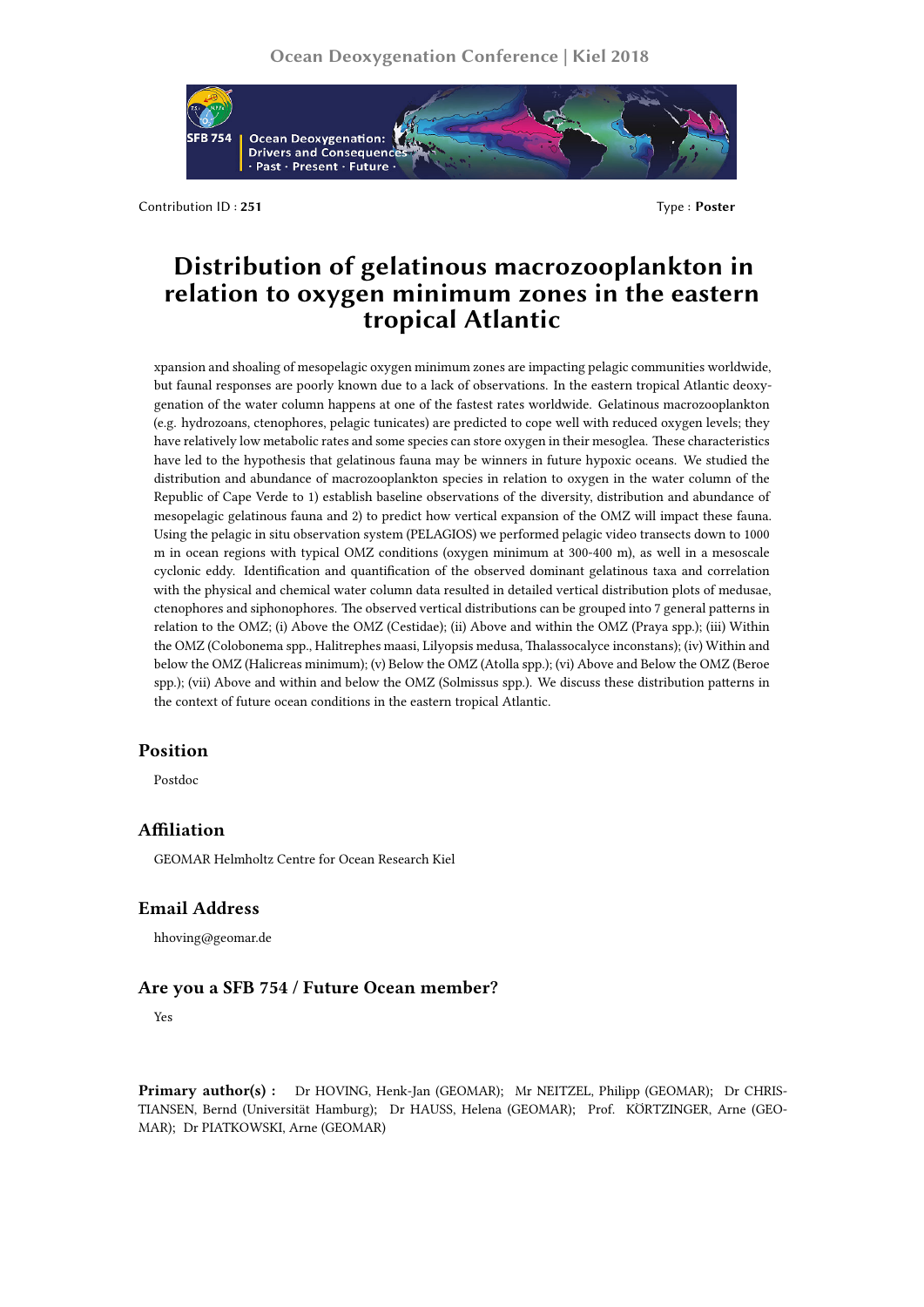Contribution ID : **251** Type : **Poster**

# Distribution of gelatinous macrozooplankton in relation to oxygen minimum zones in the eastern tropical Atlantic

xpansion and shoaling of mesopelagic oxygen minimum zones are impacting pelagic communities worldwide, but faunal responses are poorly known due to a lack of observations. In the eastern tropical Atlantic deoxygenation of the water column happens at one of the fastest rates worldwide. Gelatinous macrozooplankton (e.g. hydrozoans, ctenophores, pelagic tunicates) are predicted to cope well with reduced oxygen levels; they have relatively low metabolic rates and some species can store oxygen in their mesoglea. These characteristics have led to the hypothesis that gelatinous fauna may be winners in future hypoxic oceans. We studied the distribution and abundance of macrozooplankton species in relation to oxygen in the water column of the Republic of Cape Verde to 1) establish baseline observations of the diversity, distribution and abundance of mesopelagic gelatinous fauna and 2) to predict how vertical expansion of the OMZ will impact these fauna. Using the pelagic in situ observation system (PELAGIOS) we performed pelagic video transects down to 1000 m in ocean regions with typical OMZ conditions (oxygen minimum at 300-400 m), as well in a mesoscale cyclonic eddy. Identification and quantification of the observed dominant gelatinous taxa and correlation with the physical and chemical water column data resulted in detailed vertical distribution plots of medusae, ctenophores and siphonophores. The observed vertical distributions can be grouped into 7 general patterns in relation to the OMZ; (i) Above the OMZ (Cestidae); (ii) Above and within the OMZ (Praya spp.); (iii) Within the OMZ (Colobonema spp., Halitrephes maasi, Lilyopsis medusa, Thalassocalyce inconstans); (iv) Within and below the OMZ (Halicreas minimum); (v) Below the OMZ (Atolla spp.); (vi) Above and Below the OMZ (Beroe spp.); (vii) Above and within and below the OMZ (Solmissus spp.). We discuss these distribution patterns in the context of future ocean conditions in the eastern tropical Atlantic.

## Position

Postdoc

## Affiliation

GEOMAR Helmholtz Centre for Ocean Research Kiel

## Email Address

hhoving@geomar.de

## Are you a SFB 754 / Future Ocean member?

Yes

**Primary author(s) :** Dr HOVING, Henk-Jan (GEOMAR); Mr NEITZEL, Philipp (GEOMAR); Dr CHRISTIANSEN, Bernd (Universität Hamburg); Dr HAUSS, Helena (GEOMAR); Prof. KÖRTZINGER, Arne (GEOMAR); Dr PIATKOWSKI, Arne (GEOMAR)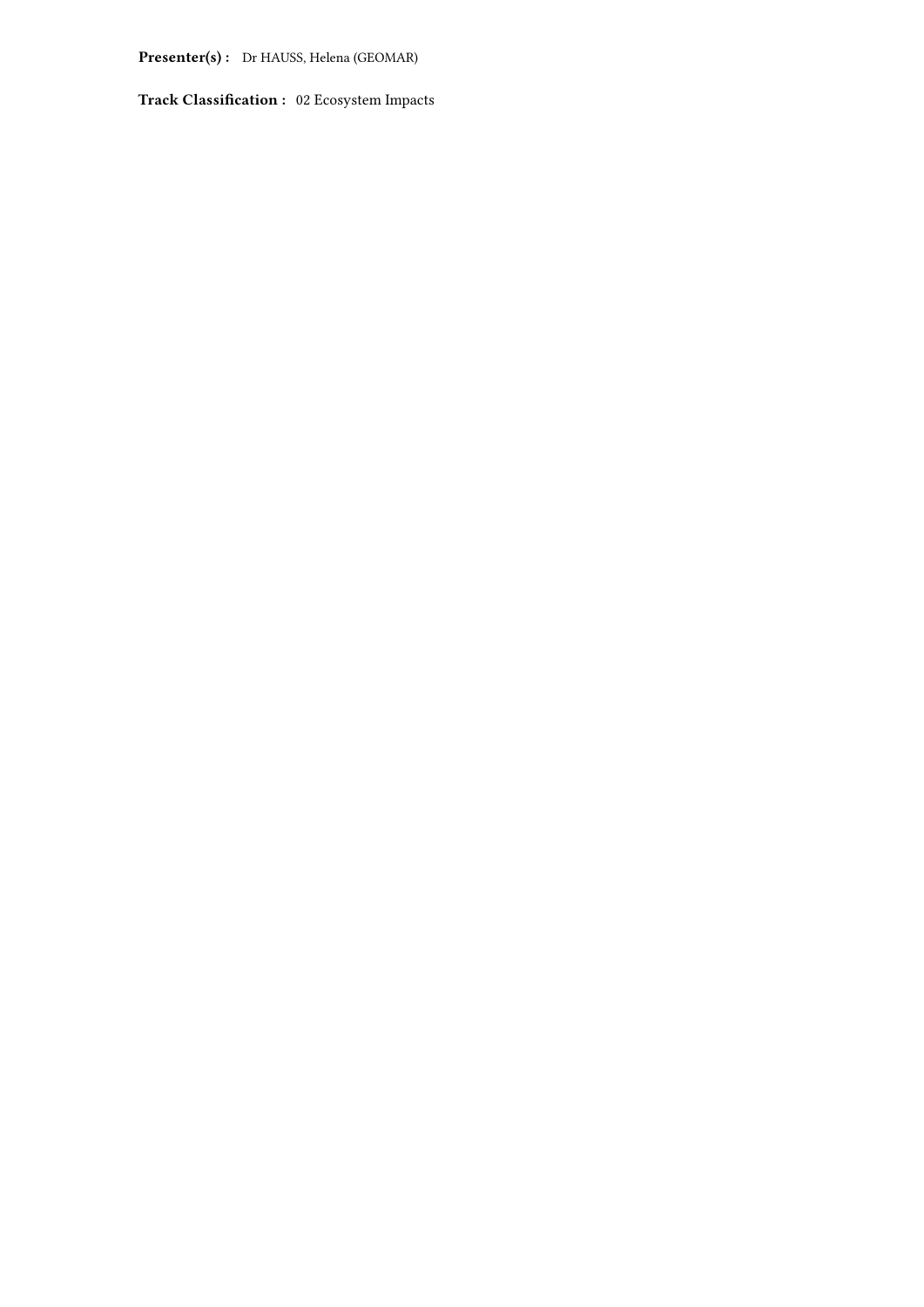**Presenter(s) :** Dr HAUSS, Helena (GEOMAR)

**Track Classification :** 02 Ecosystem Impacts